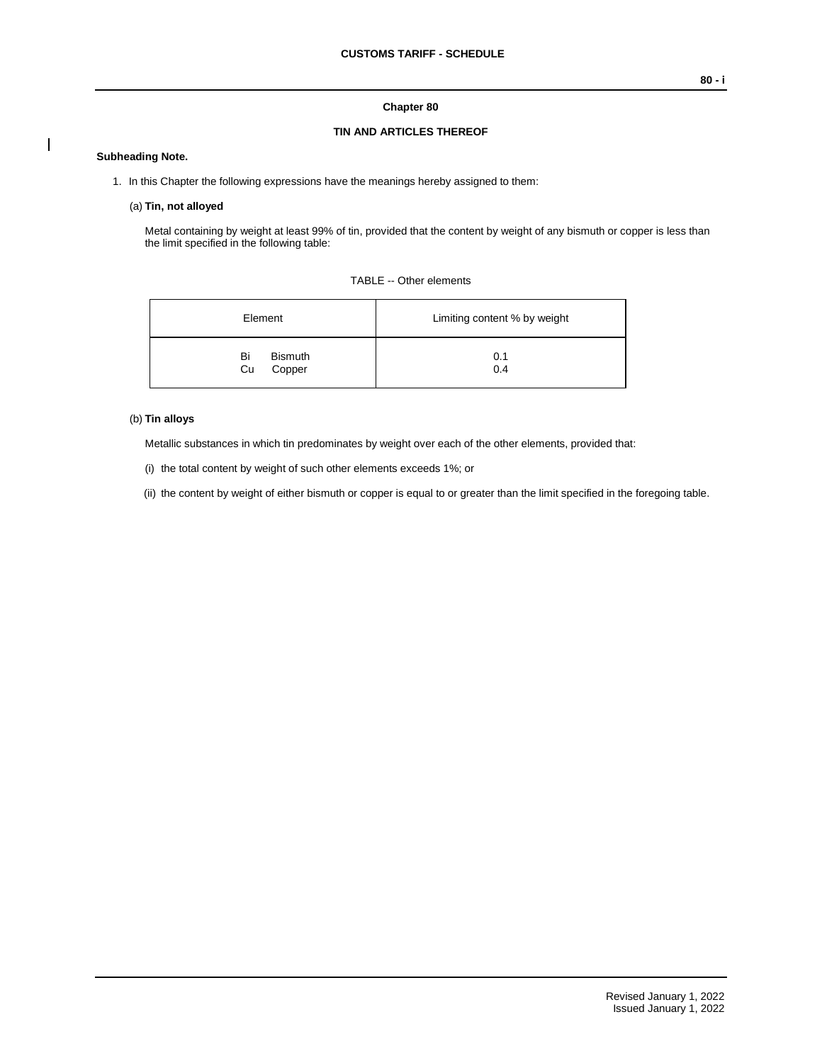# Chapter 80

## TIN AND ARTICLES THEREOF

**Subheading Note.**

1. In this Chapter the following expressions have the meanings hereby assigned to them:

   (a) **Tin, not alloyed**

   Metal containing by weight at least 99% of tin, provided that the content by weight of any bismuth or copper is less than the limit specified in the following table:

   TABLE -- Other elements

   | Element | Limiting content % by weight |
   | --- | --- |
   | Bi Bismuth | 0.1 |
   | Cu Copper | 0.4 |

   (b) **Tin alloys**

   Metallic substances in which tin predominates by weight over each of the other elements, provided that:

   (i) the total content by weight of such other elements exceeds 1%; or

   (ii) the content by weight of either bismuth or copper is equal to or greater than the limit specified in the foregoing table.

Revised January 1, 2022
Issued January 1, 2022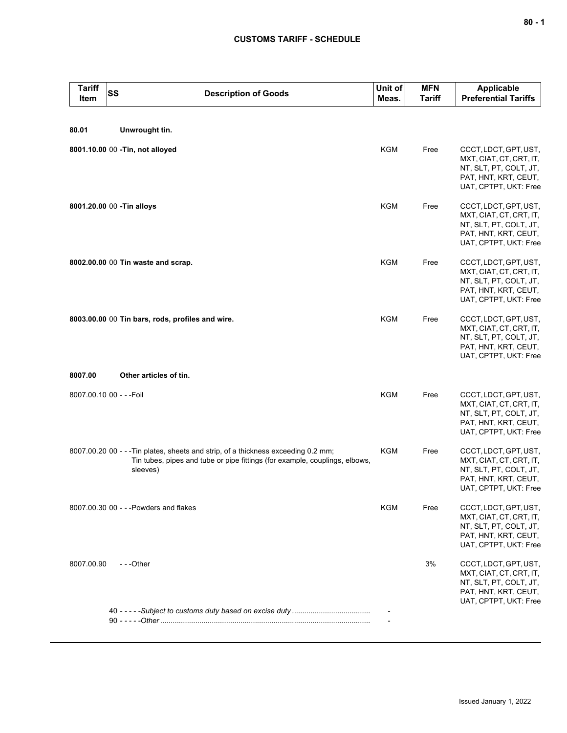| Tariff Item | SS | Description of Goods | Unit of Meas. | MFN Tariff | Applicable Preferential Tariffs |
|---|---|---|---|---|---|
| **80.01** | | **Unwrought tin.** | | | |
| **8001.10.00** | 00 | **-Tin, not alloyed** | KGM | Free | CCCT, LDCT, GPT, UST, MXT, CIAT, CT, CRT, IT, NT, SLT, PT, COLT, JT, PAT, HNT, KRT, CEUT, UAT, CPTPT, UKT: Free |
| **8001.20.00** | 00 | **-Tin alloys** | KGM | Free | CCCT, LDCT, GPT, UST, MXT, CIAT, CT, CRT, IT, NT, SLT, PT, COLT, JT, PAT, HNT, KRT, CEUT, UAT, CPTPT, UKT: Free |
| **8002.00.00** | 00 | **Tin waste and scrap.** | KGM | Free | CCCT, LDCT, GPT, UST, MXT, CIAT, CT, CRT, IT, NT, SLT, PT, COLT, JT, PAT, HNT, KRT, CEUT, UAT, CPTPT, UKT: Free |
| **8003.00.00** | 00 | **Tin bars, rods, profiles and wire.** | KGM | Free | CCCT, LDCT, GPT, UST, MXT, CIAT, CT, CRT, IT, NT, SLT, PT, COLT, JT, PAT, HNT, KRT, CEUT, UAT, CPTPT, UKT: Free |
| **8007.00** | | **Other articles of tin.** | | | |
| 8007.00.10 | 00 | - - -Foil | KGM | Free | CCCT, LDCT, GPT, UST, MXT, CIAT, CT, CRT, IT, NT, SLT, PT, COLT, JT, PAT, HNT, KRT, CEUT, UAT, CPTPT, UKT: Free |
| 8007.00.20 | 00 | - - -Tin plates, sheets and strip, of a thickness exceeding 0.2 mm; Tin tubes, pipes and tube or pipe fittings (for example, couplings, elbows, sleeves) | KGM | Free | CCCT, LDCT, GPT, UST, MXT, CIAT, CT, CRT, IT, NT, SLT, PT, COLT, JT, PAT, HNT, KRT, CEUT, UAT, CPTPT, UKT: Free |
| 8007.00.30 | 00 | - - -Powders and flakes | KGM | Free | CCCT, LDCT, GPT, UST, MXT, CIAT, CT, CRT, IT, NT, SLT, PT, COLT, JT, PAT, HNT, KRT, CEUT, UAT, CPTPT, UKT: Free |
| 8007.00.90 | | - - -Other | | 3% | CCCT, LDCT, GPT, UST, MXT, CIAT, CT, CRT, IT, NT, SLT, PT, COLT, JT, PAT, HNT, KRT, CEUT, UAT, CPTPT, UKT: Free |
| | 40 | - - - - -*Subject to customs duty based on excise duty* | - | | |
| | 90 | - - - - -*Other* | - | | |